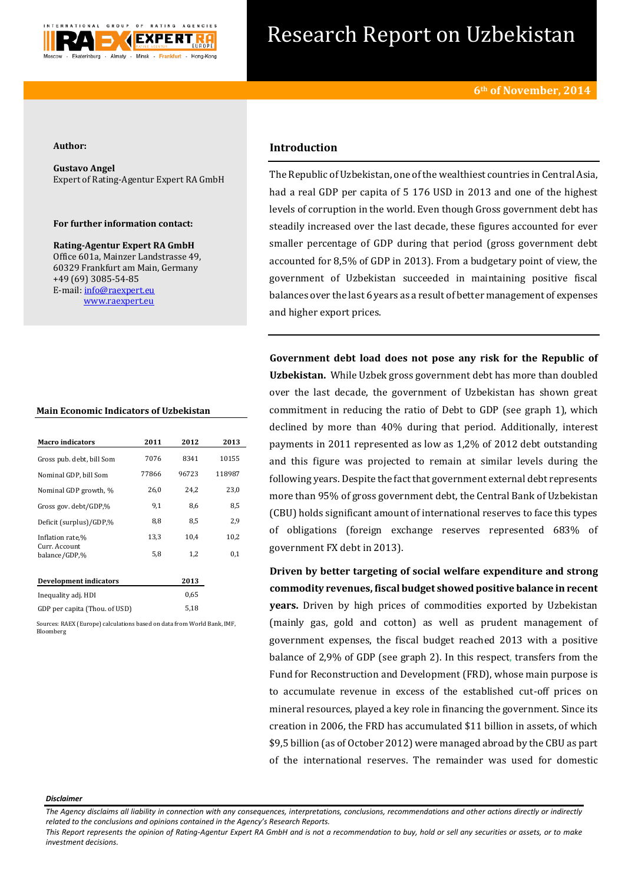# Research Report on Uzbekistan

6th of November, 2014

**Author:**

**Gustavo Angel**
Expert of Rating-Agentur Expert RA GmbH

**For further information contact:**

**Rating-Agentur Expert RA GmbH**
Office 601a, Mainzer Landstrasse 49,
60329 Frankfurt am Main, Germany
+49 (69) 3085-54-85
E-mail: info@raexpert.eu
www.raexpert.eu

## Introduction

The Republic of Uzbekistan, one of the wealthiest countries in Central Asia, had a real GDP per capita of 5 176 USD in 2013 and one of the highest levels of corruption in the world. Even though Gross government debt has steadily increased over the last decade, these figures accounted for ever smaller percentage of GDP during that period (gross government debt accounted for 8,5% of GDP in 2013). From a budgetary point of view, the government of Uzbekistan succeeded in maintaining positive fiscal balances over the last 6 years as a result of better management of expenses and higher export prices.

**Main Economic Indicators of Uzbekistan**

| Macro indicators | 2011 | 2012 | 2013 |
|---|---|---|---|
| Gross pub. debt, bill Som | 7076 | 8341 | 10155 |
| Nominal GDP, bill Som | 77866 | 96723 | 118987 |
| Nominal GDP growth, % | 26,0 | 24,2 | 23,0 |
| Gross gov. debt/GDP,% | 9,1 | 8,6 | 8,5 |
| Deficit (surplus)/GDP,% | 8,8 | 8,5 | 2,9 |
| Inflation rate,% | 13,3 | 10,4 | 10,2 |
| Curr. Account balance/GDP,% | 5,8 | 1,2 | 0,1 |

| Development indicators | 2013 |
|---|---|
| Inequality adj. HDI | 0,65 |
| GDP per capita (Thou. of USD) | 5,18 |

Sources: RAEX (Europe) calculations based on data from World Bank, IMF, Bloomberg

**Government debt load does not pose any risk for the Republic of Uzbekistan.** While Uzbek gross government debt has more than doubled over the last decade, the government of Uzbekistan has shown great commitment in reducing the ratio of Debt to GDP (see graph 1), which declined by more than 40% during that period. Additionally, interest payments in 2011 represented as low as 1,2% of 2012 debt outstanding and this figure was projected to remain at similar levels during the following years. Despite the fact that government external debt represents more than 95% of gross government debt, the Central Bank of Uzbekistan (CBU) holds significant amount of international reserves to face this types of obligations (foreign exchange reserves represented 683% of government FX debt in 2013).

**Driven by better targeting of social welfare expenditure and strong commodity revenues, fiscal budget showed positive balance in recent years.** Driven by high prices of commodities exported by Uzbekistan (mainly gas, gold and cotton) as well as prudent management of government expenses, the fiscal budget reached 2013 with a positive balance of 2,9% of GDP (see graph 2). In this respect, transfers from the Fund for Reconstruction and Development (FRD), whose main purpose is to accumulate revenue in excess of the established cut-off prices on mineral resources, played a key role in financing the government. Since its creation in 2006, the FRD has accumulated $11 billion in assets, of which $9,5 billion (as of October 2012) were managed abroad by the CBU as part of the international reserves. The remainder was used for domestic

*Disclaimer*

*The Agency disclaims all liability in connection with any consequences, interpretations, conclusions, recommendations and other actions directly or indirectly related to the conclusions and opinions contained in the Agency's Research Reports.*
*This Report represents the opinion of Rating-Agentur Expert RA GmbH and is not a recommendation to buy, hold or sell any securities or assets, or to make investment decisions.*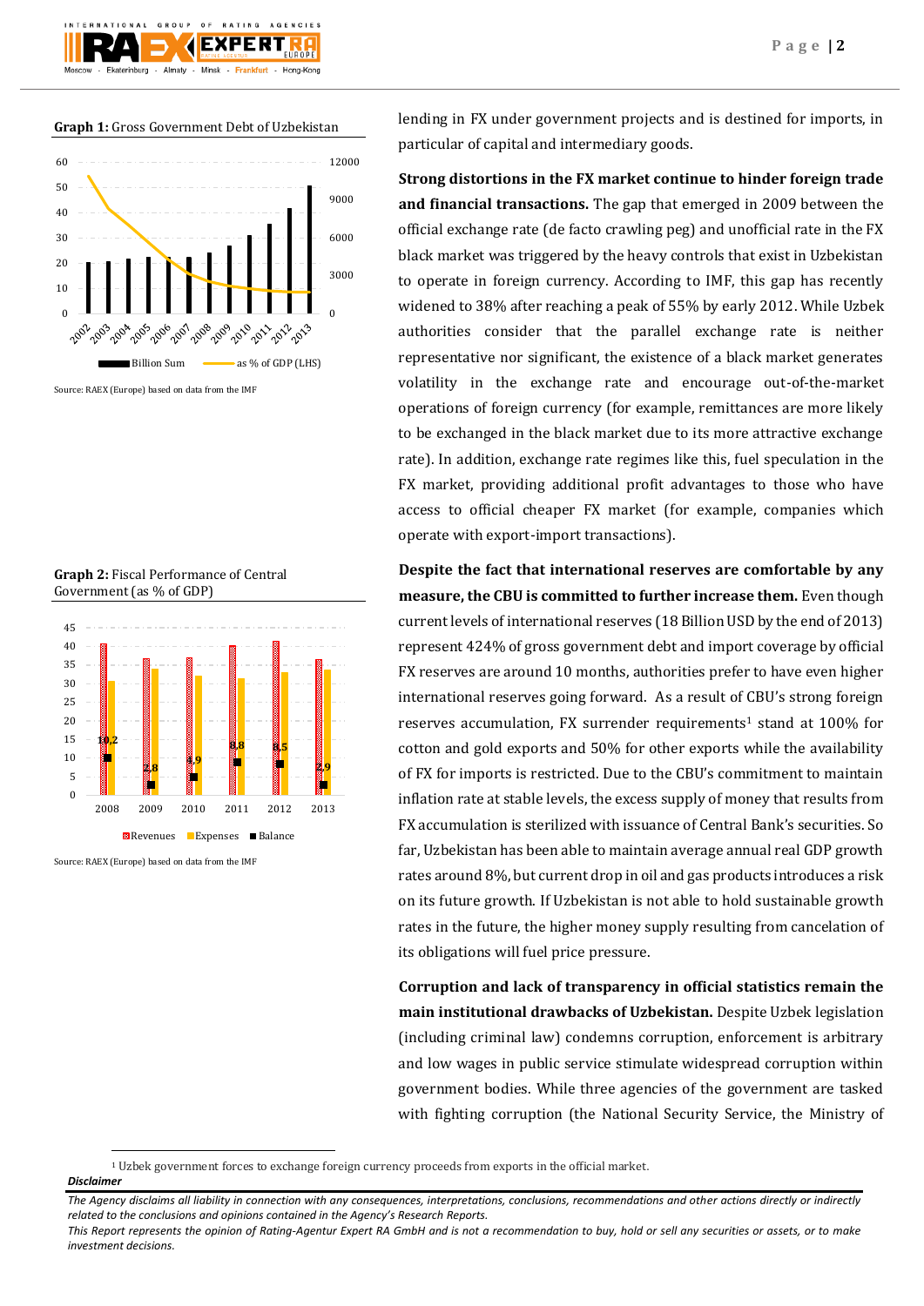**Graph 1:** Gross Government Debt of Uzbekistan

Source: RAEX (Europe) based on data from the IMF

**Graph 2:** Fiscal Performance of Central Government (as % of GDP)

Source: RAEX (Europe) based on data from the IMF

lending in FX under government projects and is destined for imports, in particular of capital and intermediary goods.

**Strong distortions in the FX market continue to hinder foreign trade and financial transactions.** The gap that emerged in 2009 between the official exchange rate (de facto crawling peg) and unofficial rate in the FX black market was triggered by the heavy controls that exist in Uzbekistan to operate in foreign currency. According to IMF, this gap has recently widened to 38% after reaching a peak of 55% by early 2012. While Uzbek authorities consider that the parallel exchange rate is neither representative nor significant, the existence of a black market generates volatility in the exchange rate and encourage out-of-the-market operations of foreign currency (for example, remittances are more likely to be exchanged in the black market due to its more attractive exchange rate). In addition, exchange rate regimes like this, fuel speculation in the FX market, providing additional profit advantages to those who have access to official cheaper FX market (for example, companies which operate with export-import transactions).

**Despite the fact that international reserves are comfortable by any measure, the CBU is committed to further increase them.** Even though current levels of international reserves (18 Billion USD by the end of 2013) represent 424% of gross government debt and import coverage by official FX reserves are around 10 months, authorities prefer to have even higher international reserves going forward. As a result of CBU's strong foreign reserves accumulation, FX surrender requirements[1] stand at 100% for cotton and gold exports and 50% for other exports while the availability of FX for imports is restricted. Due to the CBU's commitment to maintain inflation rate at stable levels, the excess supply of money that results from FX accumulation is sterilized with issuance of Central Bank's securities. So far, Uzbekistan has been able to maintain average annual real GDP growth rates around 8%, but current drop in oil and gas products introduces a risk on its future growth. If Uzbekistan is not able to hold sustainable growth rates in the future, the higher money supply resulting from cancelation of its obligations will fuel price pressure.

**Corruption and lack of transparency in official statistics remain the main institutional drawbacks of Uzbekistan.** Despite Uzbek legislation (including criminal law) condemns corruption, enforcement is arbitrary and low wages in public service stimulate widespread corruption within government bodies. While three agencies of the government are tasked with fighting corruption (the National Security Service, the Ministry of

[1] Uzbek government forces to exchange foreign currency proceeds from exports in the official market.

***Disclaimer***

*The Agency disclaims all liability in connection with any consequences, interpretations, conclusions, recommendations and other actions directly or indirectly related to the conclusions and opinions contained in the Agency's Research Reports.*

*This Report represents the opinion of Rating-Agentur Expert RA GmbH and is not a recommendation to buy, hold or sell any securities or assets, or to make investment decisions.*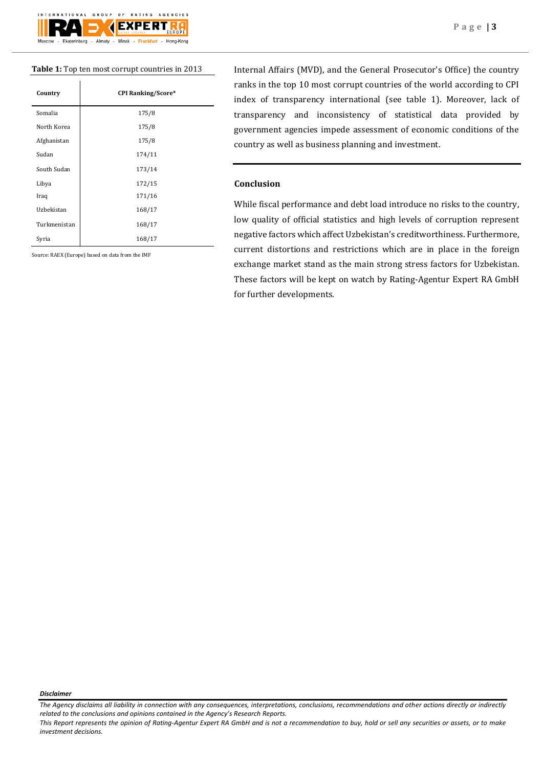**Table 1:** Top ten most corrupt countries in 2013

| Country | CPI Ranking/Score* |
|---|---|
| Somalia | 175/8 |
| North Korea | 175/8 |
| Afghanistan | 175/8 |
| Sudan | 174/11 |
| South Sudan | 173/14 |
| Libya | 172/15 |
| Iraq | 171/16 |
| Uzbekistan | 168/17 |
| Turkmenistan | 168/17 |
| Syria | 168/17 |

Source: RAEX (Europe) based on data from the IMF

Internal Affairs (MVD), and the General Prosecutor's Office) the country ranks in the top 10 most corrupt countries of the world according to CPI index of transparency international (see table 1). Moreover, lack of transparency and inconsistency of statistical data provided by government agencies impede assessment of economic conditions of the country as well as business planning and investment.

### Conclusion

While fiscal performance and debt load introduce no risks to the country, low quality of official statistics and high levels of corruption represent negative factors which affect Uzbekistan's creditworthiness. Furthermore, current distortions and restrictions which are in place in the foreign exchange market stand as the main strong stress factors for Uzbekistan. These factors will be kept on watch by Rating-Agentur Expert RA GmbH for further developments.

***Disclaimer***

*The Agency disclaims all liability in connection with any consequences, interpretations, conclusions, recommendations and other actions directly or indirectly related to the conclusions and opinions contained in the Agency's Research Reports.*

*This Report represents the opinion of Rating-Agentur Expert RA GmbH and is not a recommendation to buy, hold or sell any securities or assets, or to make investment decisions.*